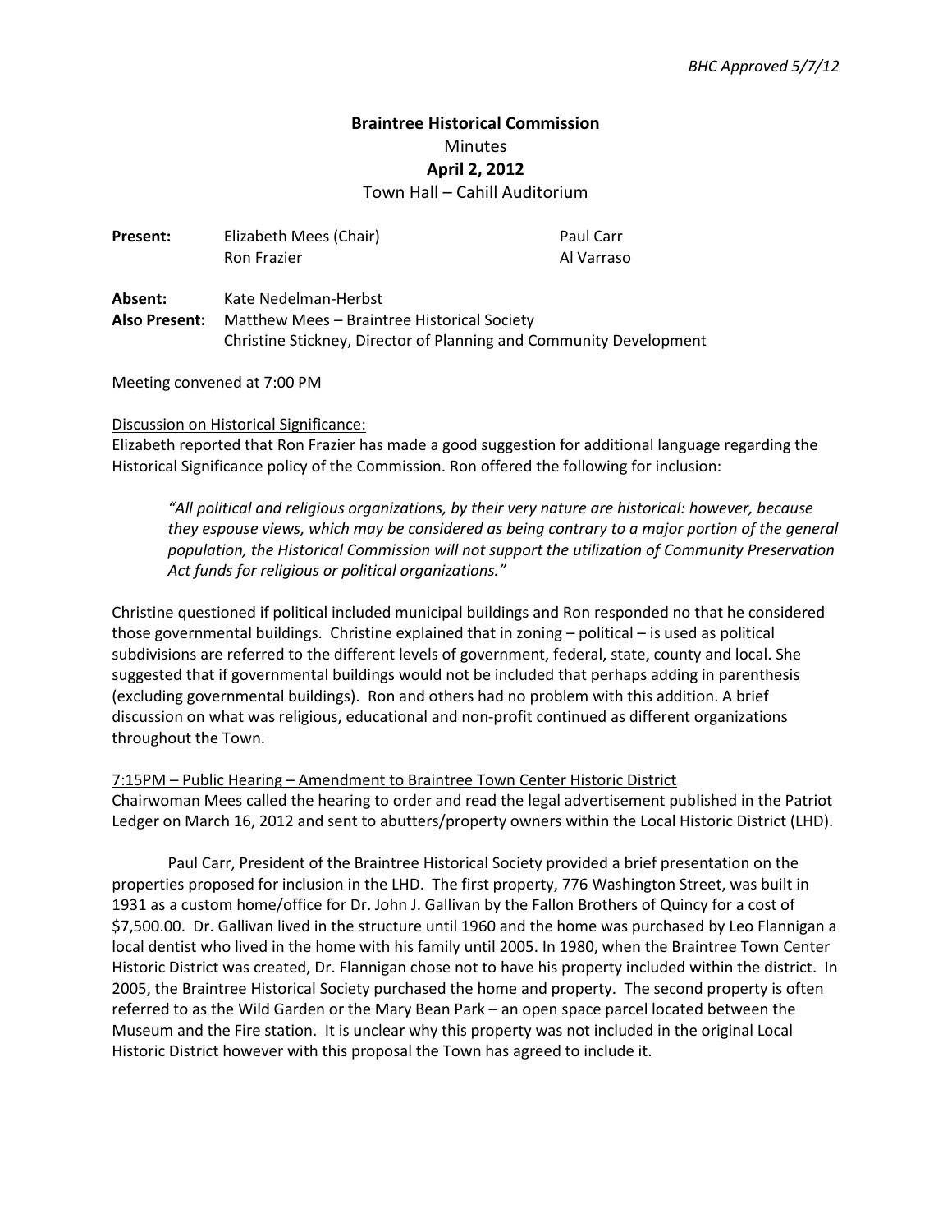*BHC Approved 5/7/12*

**Braintree Historical Commission**

Minutes

**April 2, 2012**

Town Hall – Cahill Auditorium

| **Present:** | Elizabeth Mees (Chair) | Paul Carr |
|---|---|---|
| | Ron Frazier | Al Varraso |

**Absent:** Kate Nedelman-Herbst

**Also Present:** Matthew Mees – Braintree Historical Society
Christine Stickney, Director of Planning and Community Development

Meeting convened at 7:00 PM

Discussion on Historical Significance:

Elizabeth reported that Ron Frazier has made a good suggestion for additional language regarding the Historical Significance policy of the Commission. Ron offered the following for inclusion:

> *"All political and religious organizations, by their very nature are historical: however, because they espouse views, which may be considered as being contrary to a major portion of the general population, the Historical Commission will not support the utilization of Community Preservation Act funds for religious or political organizations."*

Christine questioned if political included municipal buildings and Ron responded no that he considered those governmental buildings. Christine explained that in zoning – political – is used as political subdivisions are referred to the different levels of government, federal, state, county and local. She suggested that if governmental buildings would not be included that perhaps adding in parenthesis (excluding governmental buildings). Ron and others had no problem with this addition. A brief discussion on what was religious, educational and non-profit continued as different organizations throughout the Town.

7:15PM – Public Hearing – Amendment to Braintree Town Center Historic District

Chairwoman Mees called the hearing to order and read the legal advertisement published in the Patriot Ledger on March 16, 2012 and sent to abutters/property owners within the Local Historic District (LHD).

Paul Carr, President of the Braintree Historical Society provided a brief presentation on the properties proposed for inclusion in the LHD. The first property, 776 Washington Street, was built in 1931 as a custom home/office for Dr. John J. Gallivan by the Fallon Brothers of Quincy for a cost of $7,500.00. Dr. Gallivan lived in the structure until 1960 and the home was purchased by Leo Flannigan a local dentist who lived in the home with his family until 2005. In 1980, when the Braintree Town Center Historic District was created, Dr. Flannigan chose not to have his property included within the district. In 2005, the Braintree Historical Society purchased the home and property. The second property is often referred to as the Wild Garden or the Mary Bean Park – an open space parcel located between the Museum and the Fire station. It is unclear why this property was not included in the original Local Historic District however with this proposal the Town has agreed to include it.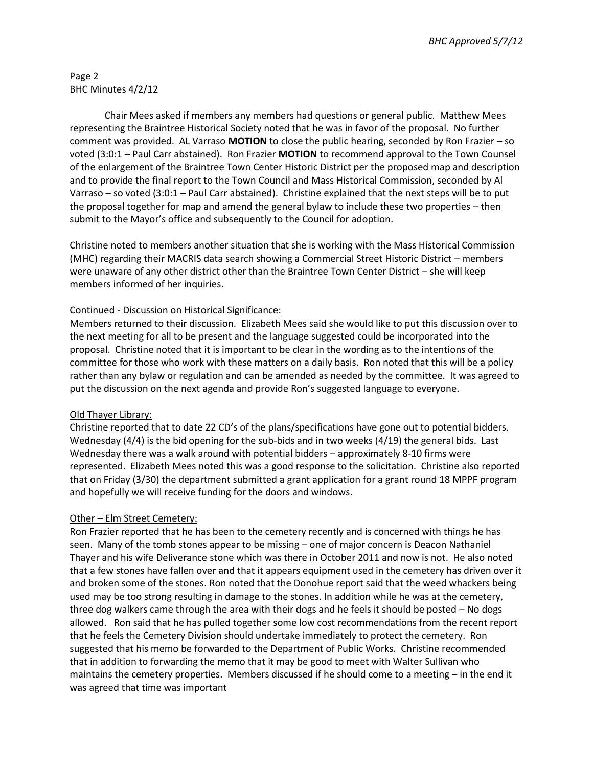Page 2
BHC Minutes 4/2/12

Chair Mees asked if members any members had questions or general public. Matthew Mees representing the Braintree Historical Society noted that he was in favor of the proposal. No further comment was provided. AL Varraso **MOTION** to close the public hearing, seconded by Ron Frazier – so voted (3:0:1 – Paul Carr abstained). Ron Frazier **MOTION** to recommend approval to the Town Counsel of the enlargement of the Braintree Town Center Historic District per the proposed map and description and to provide the final report to the Town Council and Mass Historical Commission, seconded by Al Varraso – so voted (3:0:1 – Paul Carr abstained). Christine explained that the next steps will be to put the proposal together for map and amend the general bylaw to include these two properties – then submit to the Mayor's office and subsequently to the Council for adoption.

Christine noted to members another situation that she is working with the Mass Historical Commission (MHC) regarding their MACRIS data search showing a Commercial Street Historic District – members were unaware of any other district other than the Braintree Town Center District – she will keep members informed of her inquiries.

Continued - Discussion on Historical Significance:

Members returned to their discussion. Elizabeth Mees said she would like to put this discussion over to the next meeting for all to be present and the language suggested could be incorporated into the proposal. Christine noted that it is important to be clear in the wording as to the intentions of the committee for those who work with these matters on a daily basis. Ron noted that this will be a policy rather than any bylaw or regulation and can be amended as needed by the committee. It was agreed to put the discussion on the next agenda and provide Ron's suggested language to everyone.

Old Thayer Library:

Christine reported that to date 22 CD's of the plans/specifications have gone out to potential bidders. Wednesday (4/4) is the bid opening for the sub-bids and in two weeks (4/19) the general bids. Last Wednesday there was a walk around with potential bidders – approximately 8-10 firms were represented. Elizabeth Mees noted this was a good response to the solicitation. Christine also reported that on Friday (3/30) the department submitted a grant application for a grant round 18 MPPF program and hopefully we will receive funding for the doors and windows.

Other – Elm Street Cemetery:

Ron Frazier reported that he has been to the cemetery recently and is concerned with things he has seen. Many of the tomb stones appear to be missing – one of major concern is Deacon Nathaniel Thayer and his wife Deliverance stone which was there in October 2011 and now is not. He also noted that a few stones have fallen over and that it appears equipment used in the cemetery has driven over it and broken some of the stones. Ron noted that the Donohue report said that the weed whackers being used may be too strong resulting in damage to the stones. In addition while he was at the cemetery, three dog walkers came through the area with their dogs and he feels it should be posted – No dogs allowed. Ron said that he has pulled together some low cost recommendations from the recent report that he feels the Cemetery Division should undertake immediately to protect the cemetery. Ron suggested that his memo be forwarded to the Department of Public Works. Christine recommended that in addition to forwarding the memo that it may be good to meet with Walter Sullivan who maintains the cemetery properties. Members discussed if he should come to a meeting – in the end it was agreed that time was important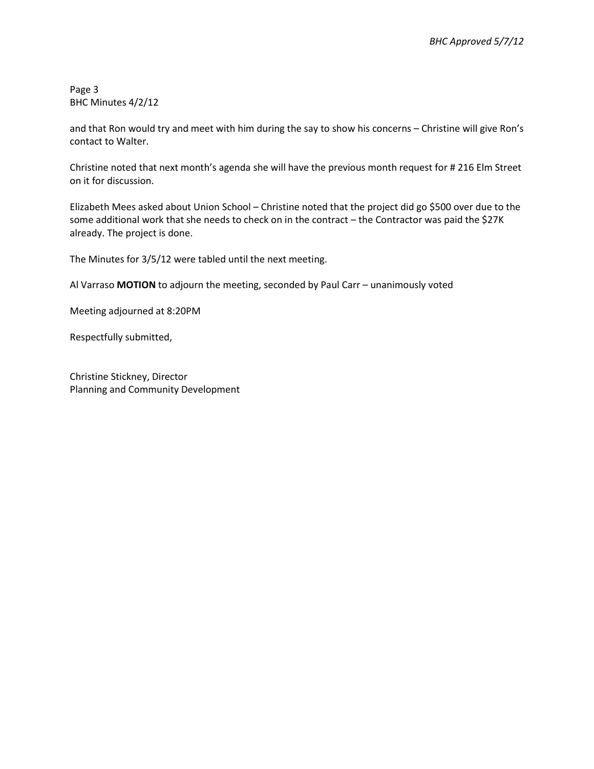and that Ron would try and meet with him during the say to show his concerns – Christine will give Ron's contact to Walter.

Christine noted that next month's agenda she will have the previous month request for # 216 Elm Street on it for discussion.

Elizabeth Mees asked about Union School – Christine noted that the project did go $500 over due to the some additional work that she needs to check on in the contract – the Contractor was paid the $27K already. The project is done.

The Minutes for 3/5/12 were tabled until the next meeting.

Al Varraso **MOTION** to adjourn the meeting, seconded by Paul Carr – unanimously voted

Meeting adjourned at 8:20PM

Respectfully submitted,

Christine Stickney, Director
Planning and Community Development